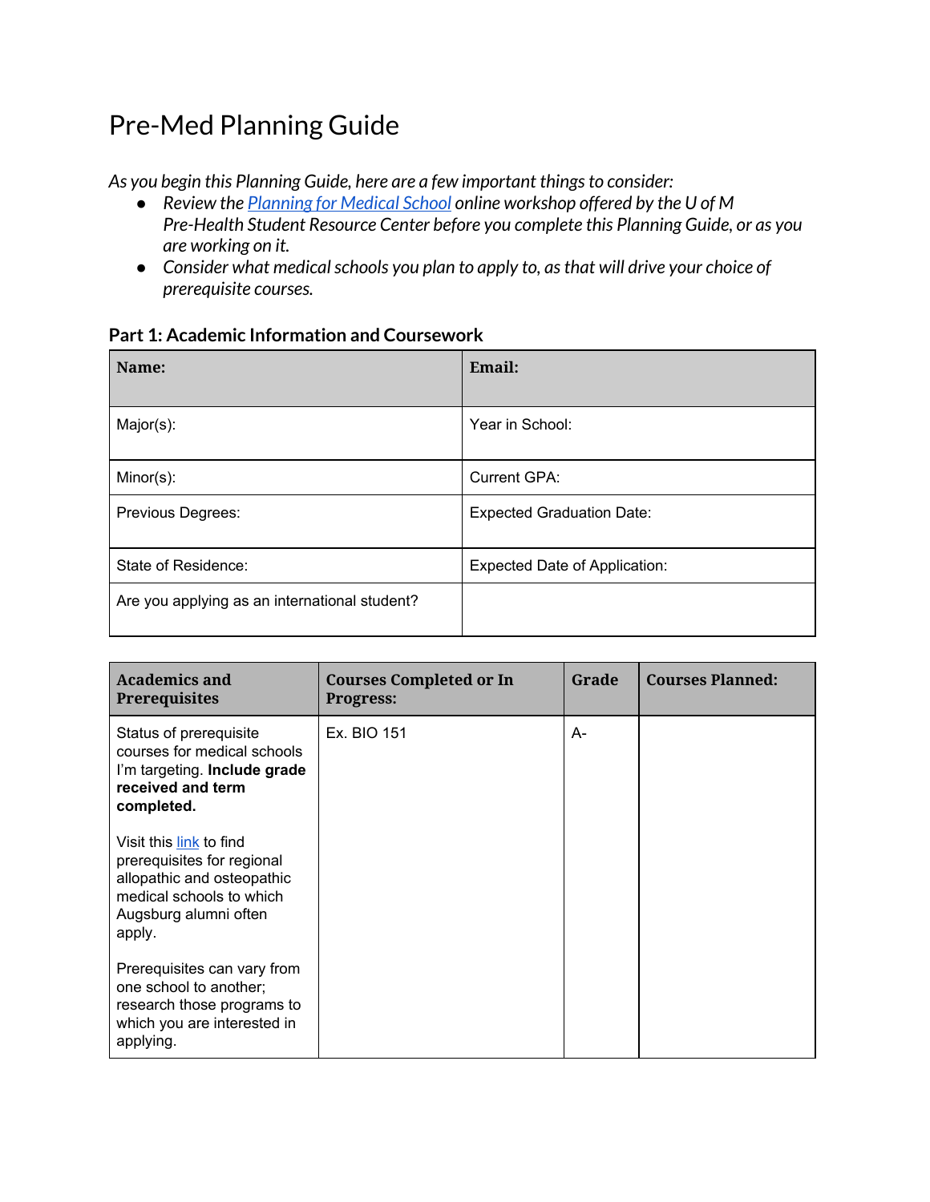# Pre-Med Planning Guide

*As you begin this Planning Guide, here are a few important things to consider:*

- *Review the [Planning for Medical School]() online workshop offered by the U of M Pre-Health Student Resource Center before you complete this Planning Guide, or as you are working on it.*
- *Consider what medical schools you plan to apply to, as that will drive your choice of prerequisite courses.*

### Part 1: Academic Information and Coursework

| **Name:** | **Email:** |
|---|---|
| Major(s): | Year in School: |
| Minor(s): | Current GPA: |
| Previous Degrees: | Expected Graduation Date: |
| State of Residence: | Expected Date of Application: |
| Are you applying as an international student? | |

| **Academics and Prerequisites** | **Courses Completed or In Progress:** | **Grade** | **Courses Planned:** |
|---|---|---|---|
| Status of prerequisite courses for medical schools I'm targeting. **Include grade received and term completed.**<br><br>Visit this [link]() to find prerequisites for regional allopathic and osteopathic medical schools to which Augsburg alumni often apply.<br><br>Prerequisites can vary from one school to another; research those programs to which you are interested in applying. | Ex. BIO 151 | A- | |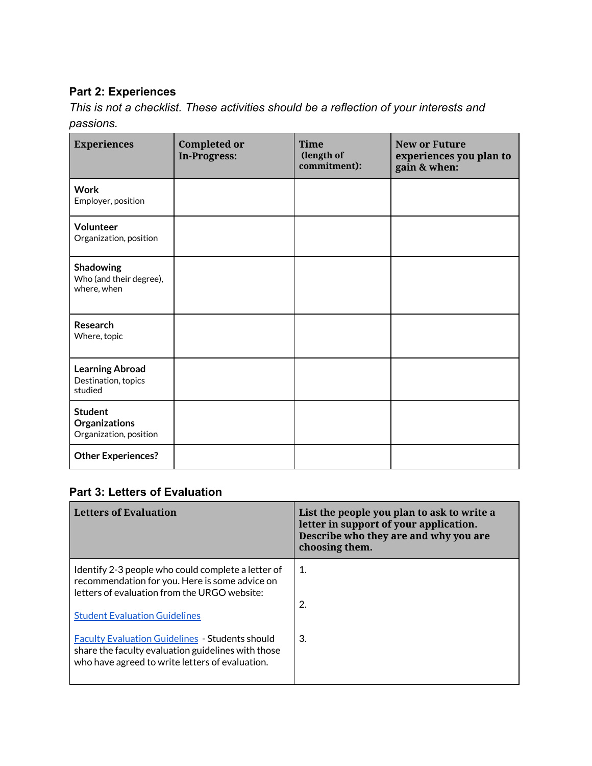## Part 2: Experiences

*This is not a checklist. These activities should be a reflection of your interests and passions.*

| Experiences | Completed or In-Progress: | Time (length of commitment): | New or Future experiences you plan to gain & when: |
|---|---|---|---|
| **Work** Employer, position | | | |
| **Volunteer** Organization, position | | | |
| **Shadowing** Who (and their degree), where, when | | | |
| **Research** Where, topic | | | |
| **Learning Abroad** Destination, topics studied | | | |
| **Student Organizations** Organization, position | | | |
| **Other Experiences?** | | | |

## Part 3: Letters of Evaluation

| Letters of Evaluation | List the people you plan to ask to write a letter in support of your application. Describe who they are and why you are choosing them. |
|---|---|
| Identify 2-3 people who could complete a letter of recommendation for you. Here is some advice on letters of evaluation from the URGO website:<br><br>Student Evaluation Guidelines<br><br>Faculty Evaluation Guidelines - Students should share the faculty evaluation guidelines with those who have agreed to write letters of evaluation. | 1.<br><br>2.<br><br>3. |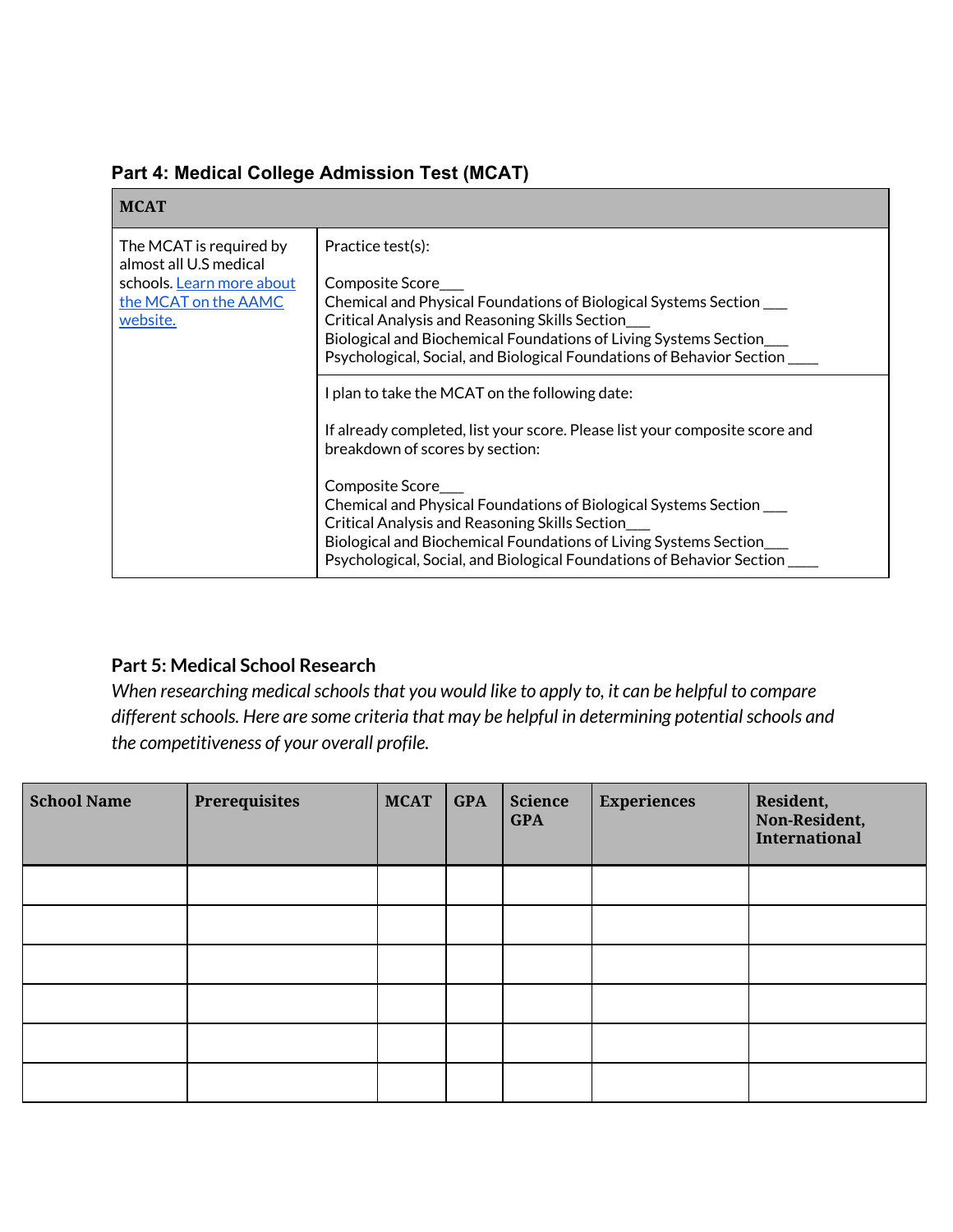## Part 4: Medical College Admission Test (MCAT)

| MCAT | |
|---|---|
| The MCAT is required by almost all U.S medical schools. [Learn more about the MCAT on the AAMC website.]() | Practice test(s):<br><br>Composite Score___<br>Chemical and Physical Foundations of Biological Systems Section ___<br>Critical Analysis and Reasoning Skills Section___<br>Biological and Biochemical Foundations of Living Systems Section___<br>Psychological, Social, and Biological Foundations of Behavior Section ____ |
| | I plan to take the MCAT on the following date:<br><br>If already completed, list your score. Please list your composite score and breakdown of scores by section:<br><br>Composite Score___<br>Chemical and Physical Foundations of Biological Systems Section ___<br>Critical Analysis and Reasoning Skills Section___<br>Biological and Biochemical Foundations of Living Systems Section___<br>Psychological, Social, and Biological Foundations of Behavior Section ____ |

## Part 5: Medical School Research

*When researching medical schools that you would like to apply to, it can be helpful to compare different schools. Here are some criteria that may be helpful in determining potential schools and the competitiveness of your overall profile.*

| School Name | Prerequisites | MCAT | GPA | Science GPA | Experiences | Resident, Non-Resident, International |
|---|---|---|---|---|---|---|
| | | | | | | |
| | | | | | | |
| | | | | | | |
| | | | | | | |
| | | | | | | |
| | | | | | | |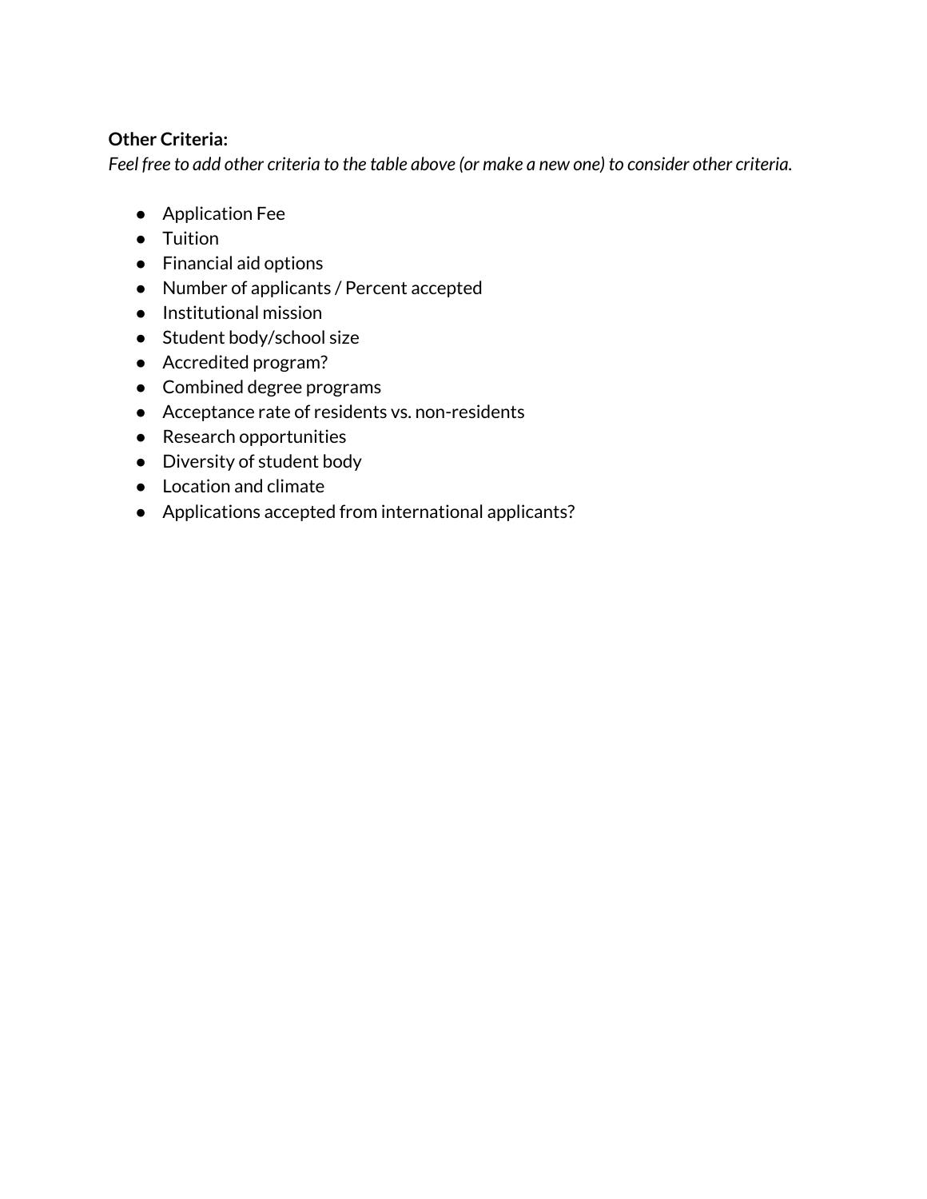**Other Criteria:**

*Feel free to add other criteria to the table above (or make a new one) to consider other criteria.*

- Application Fee
- Tuition
- Financial aid options
- Number of applicants / Percent accepted
- Institutional mission
- Student body/school size
- Accredited program?
- Combined degree programs
- Acceptance rate of residents vs. non-residents
- Research opportunities
- Diversity of student body
- Location and climate
- Applications accepted from international applicants?